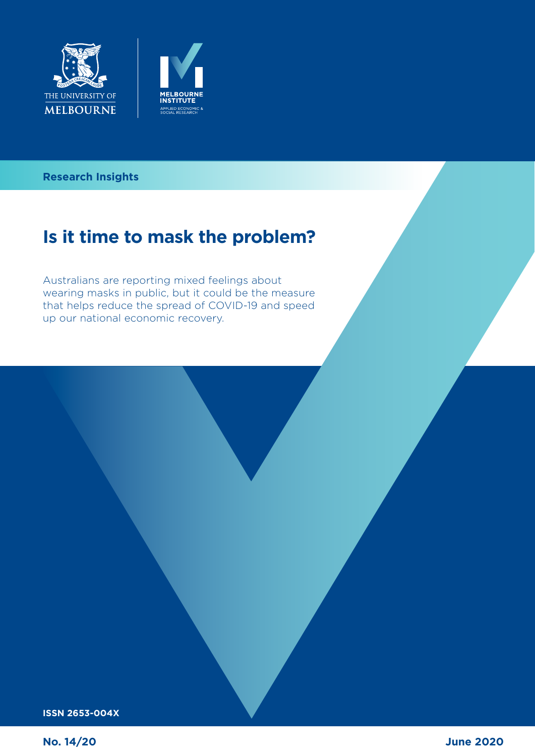THE UNIVERSITY OF MELBOURNE

MELBOURNE INSTITUTE
APPLIED ECONOMIC & SOCIAL RESEARCH

**Research Insights**

# Is it time to mask the problem?

Australians are reporting mixed feelings about wearing masks in public, but it could be the measure that helps reduce the spread of COVID-19 and speed up our national economic recovery.

**ISSN 2653-004X**

**No. 14/20**

**June 2020**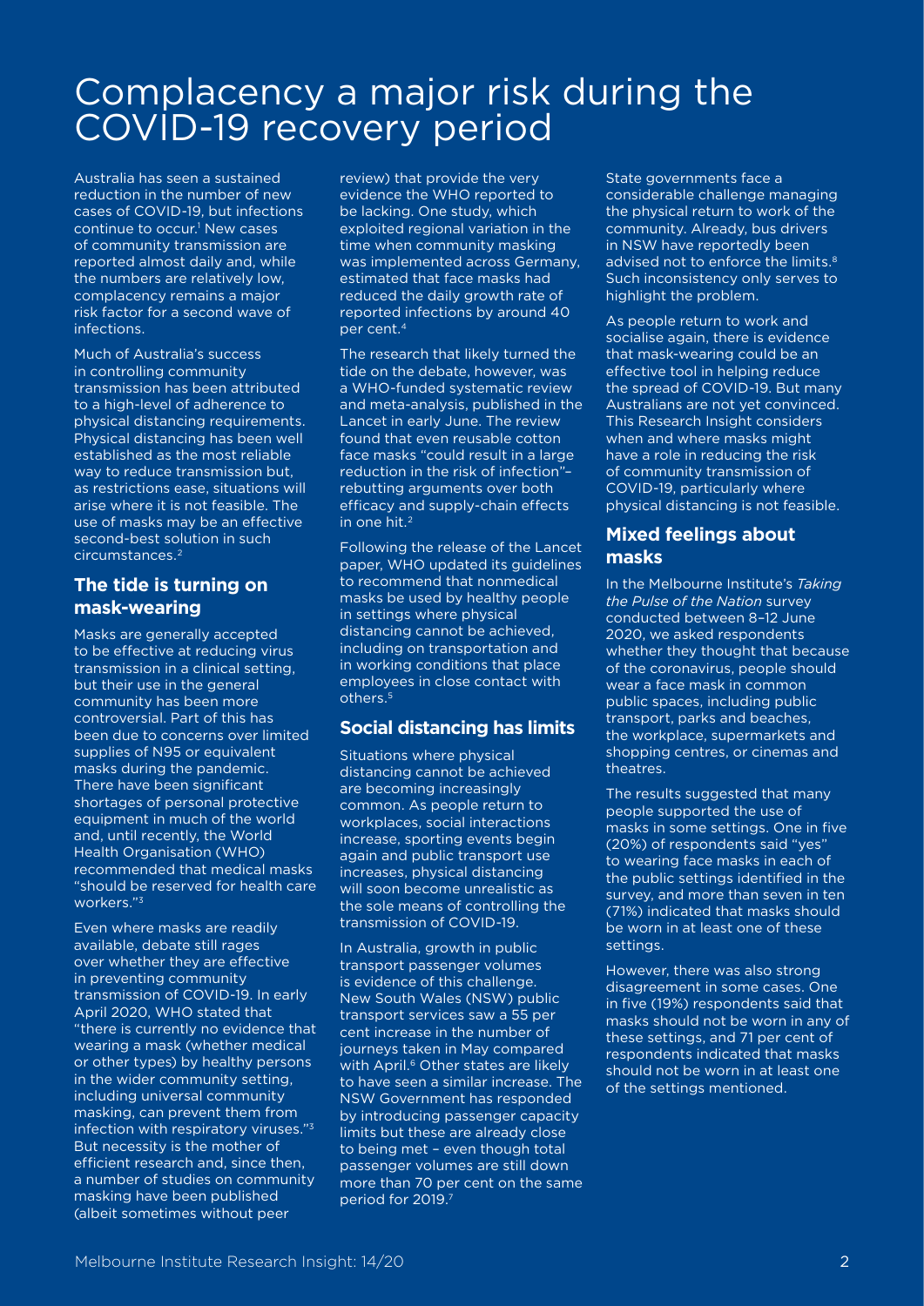# Complacency a major risk during the COVID-19 recovery period

Australia has seen a sustained reduction in the number of new cases of COVID-19, but infections continue to occur.[1] New cases of community transmission are reported almost daily and, while the numbers are relatively low, complacency remains a major risk factor for a second wave of infections.

Much of Australia's success in controlling community transmission has been attributed to a high-level of adherence to physical distancing requirements. Physical distancing has been well established as the most reliable way to reduce transmission but, as restrictions ease, situations will arise where it is not feasible. The use of masks may be an effective second-best solution in such circumstances.[2]

## The tide is turning on mask-wearing

Masks are generally accepted to be effective at reducing virus transmission in a clinical setting, but their use in the general community has been more controversial. Part of this has been due to concerns over limited supplies of N95 or equivalent masks during the pandemic. There have been significant shortages of personal protective equipment in much of the world and, until recently, the World Health Organisation (WHO) recommended that medical masks "should be reserved for health care workers."[3]

Even where masks are readily available, debate still rages over whether they are effective in preventing community transmission of COVID-19. In early April 2020, WHO stated that "there is currently no evidence that wearing a mask (whether medical or other types) by healthy persons in the wider community setting, including universal community masking, can prevent them from infection with respiratory viruses."[3] But necessity is the mother of efficient research and, since then, a number of studies on community masking have been published (albeit sometimes without peer review) that provide the very evidence the WHO reported to be lacking. One study, which exploited regional variation in the time when community masking was implemented across Germany, estimated that face masks had reduced the daily growth rate of reported infections by around 40 per cent.[4]

The research that likely turned the tide on the debate, however, was a WHO-funded systematic review and meta-analysis, published in the Lancet in early June. The review found that even reusable cotton face masks "could result in a large reduction in the risk of infection"– rebutting arguments over both efficacy and supply-chain effects in one hit.[2]

Following the release of the Lancet paper, WHO updated its guidelines to recommend that nonmedical masks be used by healthy people in settings where physical distancing cannot be achieved, including on transportation and in working conditions that place employees in close contact with others.[5]

## Social distancing has limits

Situations where physical distancing cannot be achieved are becoming increasingly common. As people return to workplaces, social interactions increase, sporting events begin again and public transport use increases, physical distancing will soon become unrealistic as the sole means of controlling the transmission of COVID-19.

In Australia, growth in public transport passenger volumes is evidence of this challenge. New South Wales (NSW) public transport services saw a 55 per cent increase in the number of journeys taken in May compared with April.[6] Other states are likely to have seen a similar increase. The NSW Government has responded by introducing passenger capacity limits but these are already close to being met – even though total passenger volumes are still down more than 70 per cent on the same period for 2019.[7]

State governments face a considerable challenge managing the physical return to work of the community. Already, bus drivers in NSW have reportedly been advised not to enforce the limits.[8] Such inconsistency only serves to highlight the problem.

As people return to work and socialise again, there is evidence that mask-wearing could be an effective tool in helping reduce the spread of COVID-19. But many Australians are not yet convinced. This Research Insight considers when and where masks might have a role in reducing the risk of community transmission of COVID-19, particularly where physical distancing is not feasible.

## Mixed feelings about masks

In the Melbourne Institute's *Taking the Pulse of the Nation* survey conducted between 8–12 June 2020, we asked respondents whether they thought that because of the coronavirus, people should wear a face mask in common public spaces, including public transport, parks and beaches, the workplace, supermarkets and shopping centres, or cinemas and theatres.

The results suggested that many people supported the use of masks in some settings. One in five (20%) of respondents said "yes" to wearing face masks in each of the public settings identified in the survey, and more than seven in ten (71%) indicated that masks should be worn in at least one of these settings.

However, there was also strong disagreement in some cases. One in five (19%) respondents said that masks should not be worn in any of these settings, and 71 per cent of respondents indicated that masks should not be worn in at least one of the settings mentioned.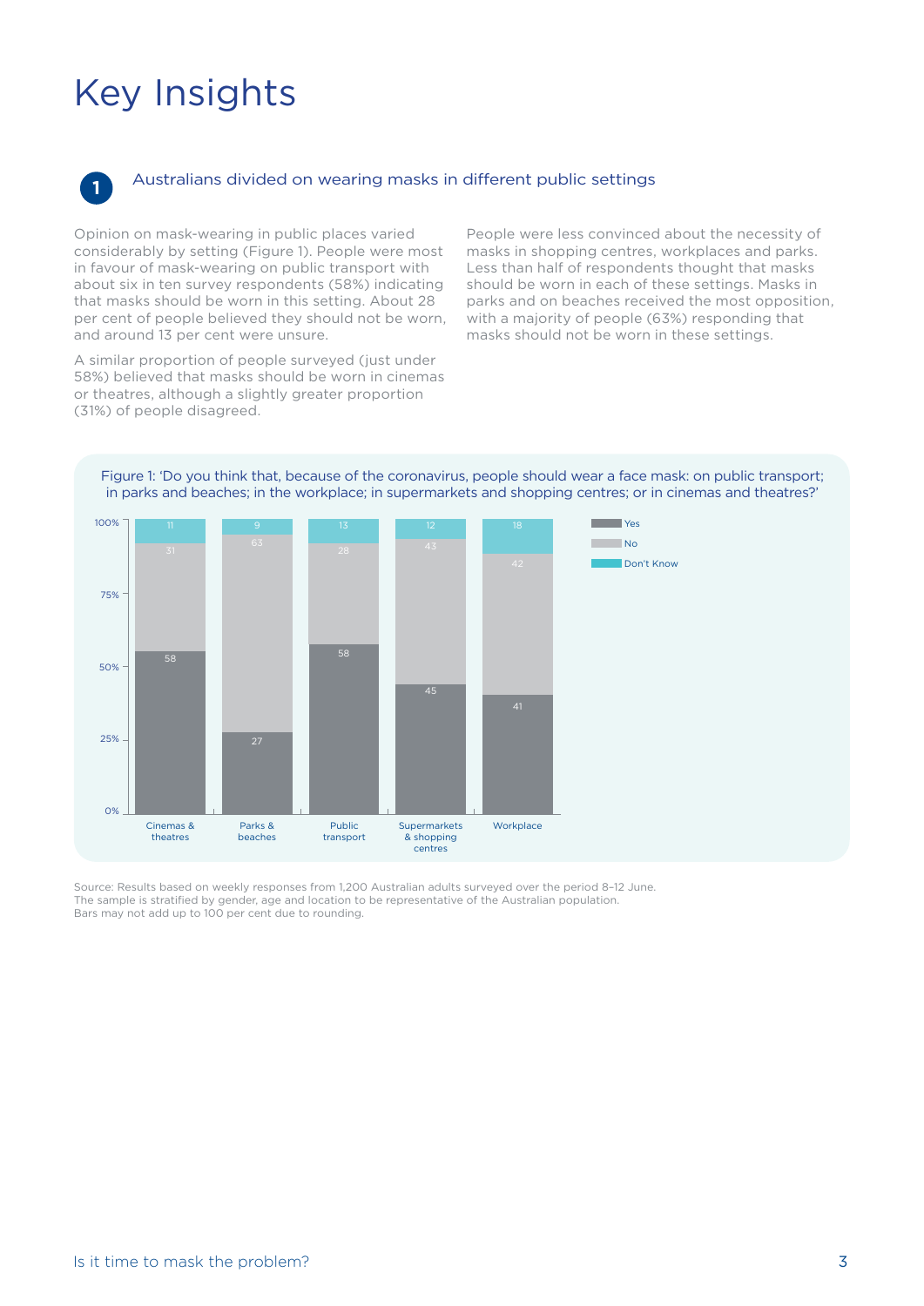# Key Insights

## 1 Australians divided on wearing masks in different public settings

Opinion on mask-wearing in public places varied considerably by setting (Figure 1). People were most in favour of mask-wearing on public transport with about six in ten survey respondents (58%) indicating that masks should be worn in this setting. About 28 per cent of people believed they should not be worn, and around 13 per cent were unsure.

A similar proportion of people surveyed (just under 58%) believed that masks should be worn in cinemas or theatres, although a slightly greater proportion (31%) of people disagreed.

People were less convinced about the necessity of masks in shopping centres, workplaces and parks. Less than half of respondents thought that masks should be worn in each of these settings. Masks in parks and on beaches received the most opposition, with a majority of people (63%) responding that masks should not be worn in these settings.

Figure 1: 'Do you think that, because of the coronavirus, people should wear a face mask: on public transport; in parks and beaches; in the workplace; in supermarkets and shopping centres; or in cinemas and theatres?'

| Setting | Yes | No | Don't Know |
|---|---|---|---|
| Cinemas & theatres | 58 | 31 | 11 |
| Parks & beaches | 27 | 63 | 9 |
| Public transport | 58 | 28 | 13 |
| Supermarkets & shopping centres | 45 | 43 | 12 |
| Workplace | 41 | 42 | 18 |

Source: Results based on weekly responses from 1,200 Australian adults surveyed over the period 8–12 June.
The sample is stratified by gender, age and location to be representative of the Australian population.
Bars may not add up to 100 per cent due to rounding.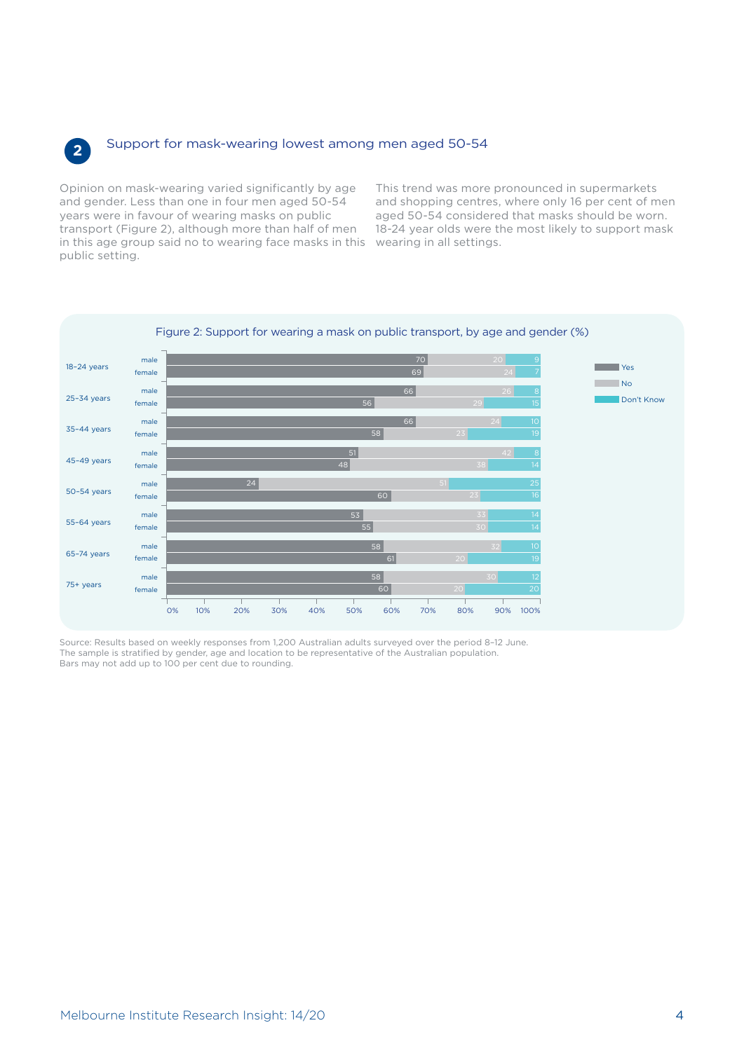## 2 Support for mask-wearing lowest among men aged 50-54

Opinion on mask-wearing varied significantly by age and gender. Less than one in four men aged 50-54 years were in favour of wearing masks on public transport (Figure 2), although more than half of men in this age group said no to wearing face masks in this public setting.

This trend was more pronounced in supermarkets and shopping centres, where only 16 per cent of men aged 50-54 considered that masks should be worn. 18-24 year olds were the most likely to support mask wearing in all settings.

Figure 2: Support for wearing a mask on public transport, by age and gender (%)

| Age | Gender | Yes | No | Don't Know |
|---|---|---|---|---|
| 18–24 years | male | 70 | 20 | 9 |
| | female | 69 | 24 | 7 |
| 25–34 years | male | 66 | 26 | 8 |
| | female | 56 | 29 | 15 |
| 35–44 years | male | 66 | 24 | 10 |
| | female | 58 | 23 | 19 |
| 45–49 years | male | 51 | 42 | 8 |
| | female | 48 | 38 | 14 |
| 50–54 years | male | 24 | 51 | 25 |
| | female | 60 | 23 | 16 |
| 55–64 years | male | 53 | 33 | 14 |
| | female | 55 | 30 | 14 |
| 65–74 years | male | 58 | 32 | 10 |
| | female | 61 | 20 | 19 |
| 75+ years | male | 58 | 30 | 12 |
| | female | 60 | 20 | 20 |

Source: Results based on weekly responses from 1,200 Australian adults surveyed over the period 8–12 June. The sample is stratified by gender, age and location to be representative of the Australian population. Bars may not add up to 100 per cent due to rounding.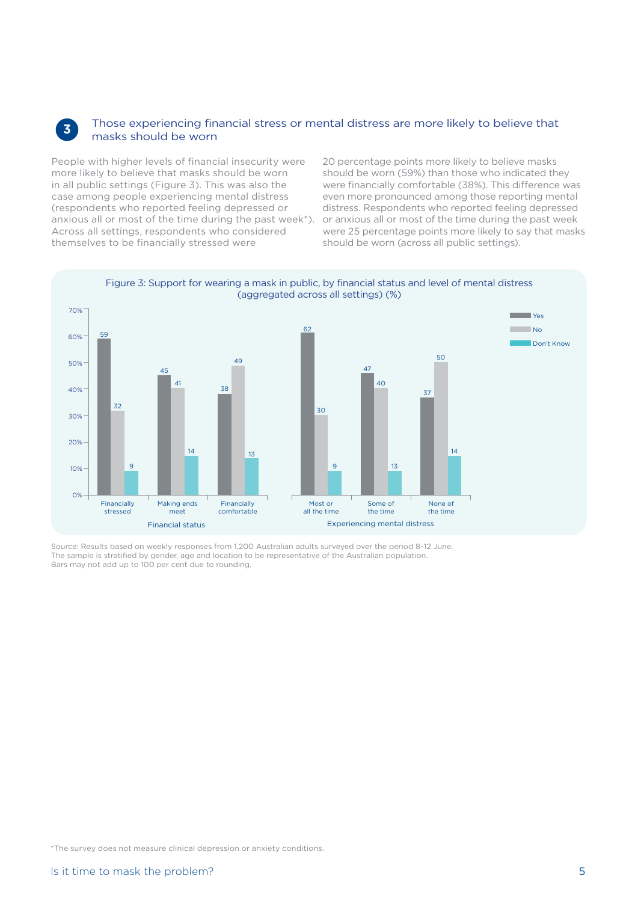## 3 Those experiencing financial stress or mental distress are more likely to believe that masks should be worn

People with higher levels of financial insecurity were more likely to believe that masks should be worn in all public settings (Figure 3). This was also the case among people experiencing mental distress (respondents who reported feeling depressed or anxious all or most of the time during the past week*). Across all settings, respondents who considered themselves to be financially stressed were 20 percentage points more likely to believe masks should be worn (59%) than those who indicated they were financially comfortable (38%). This difference was even more pronounced among those reporting mental distress. Respondents who reported feeling depressed or anxious all or most of the time during the past week were 25 percentage points more likely to say that masks should be worn (across all public settings).

Figure 3: Support for wearing a mask in public, by financial status and level of mental distress (aggregated across all settings) (%)

| Group | Category | Yes | No | Don't Know |
|---|---|---|---|---|
| Financial status | Financially stressed | 59 | 32 | 9 |
| | Making ends meet | 45 | 41 | 14 |
| | Financially comfortable | 38 | 49 | 13 |
| Experiencing mental distress | Most or all the time | 62 | 30 | 9 |
| | Some of the time | 47 | 40 | 13 |
| | None of the time | 37 | 50 | 14 |

Source: Results based on weekly responses from 1,200 Australian adults surveyed over the period 8–12 June. The sample is stratified by gender, age and location to be representative of the Australian population. Bars may not add up to 100 per cent due to rounding.

*The survey does not measure clinical depression or anxiety conditions.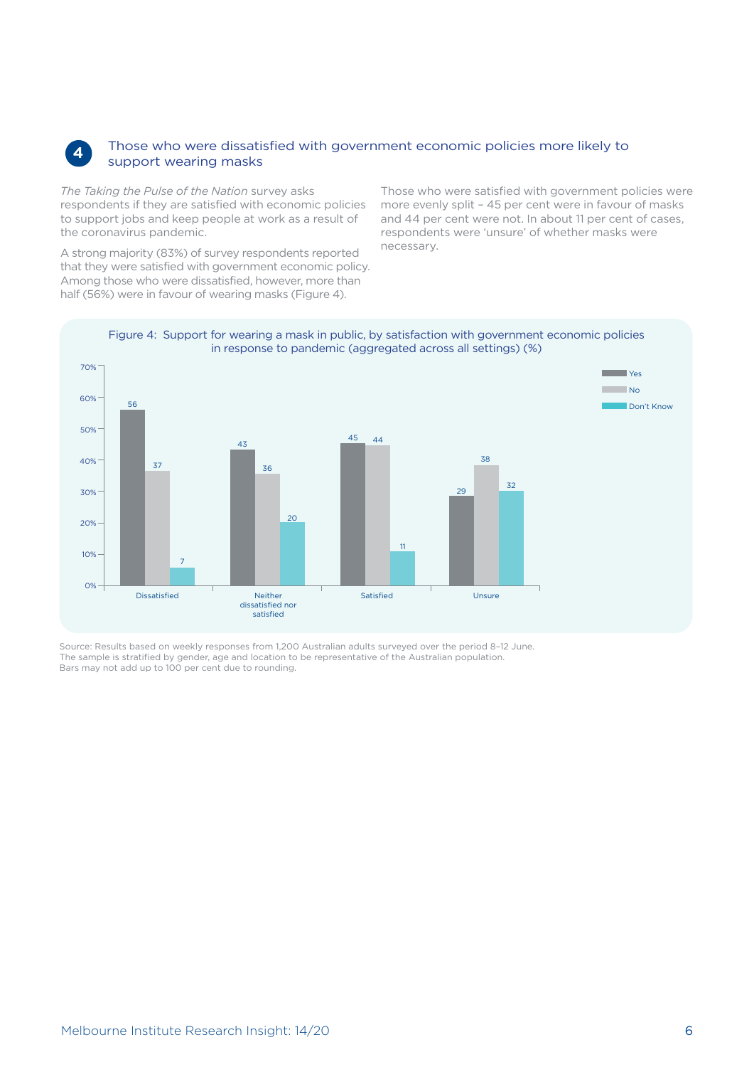## 4 Those who were dissatisfied with government economic policies more likely to support wearing masks

*The Taking the Pulse of the Nation* survey asks respondents if they are satisfied with economic policies to support jobs and keep people at work as a result of the coronavirus pandemic.

A strong majority (83%) of survey respondents reported that they were satisfied with government economic policy. Among those who were dissatisfied, however, more than half (56%) were in favour of wearing masks (Figure 4).

Those who were satisfied with government policies were more evenly split – 45 per cent were in favour of masks and 44 per cent were not. In about 11 per cent of cases, respondents were 'unsure' of whether masks were necessary.

Figure 4: Support for wearing a mask in public, by satisfaction with government economic policies in response to pandemic (aggregated across all settings) (%)

| | Yes | No | Don't Know |
|---|---|---|---|
| Dissatisfied | 56 | 37 | 7 |
| Neither dissatisfied nor satisfied | 43 | 36 | 20 |
| Satisfied | 45 | 44 | 11 |
| Unsure | 29 | 38 | 32 |

Source: Results based on weekly responses from 1,200 Australian adults surveyed over the period 8–12 June. The sample is stratified by gender, age and location to be representative of the Australian population. Bars may not add up to 100 per cent due to rounding.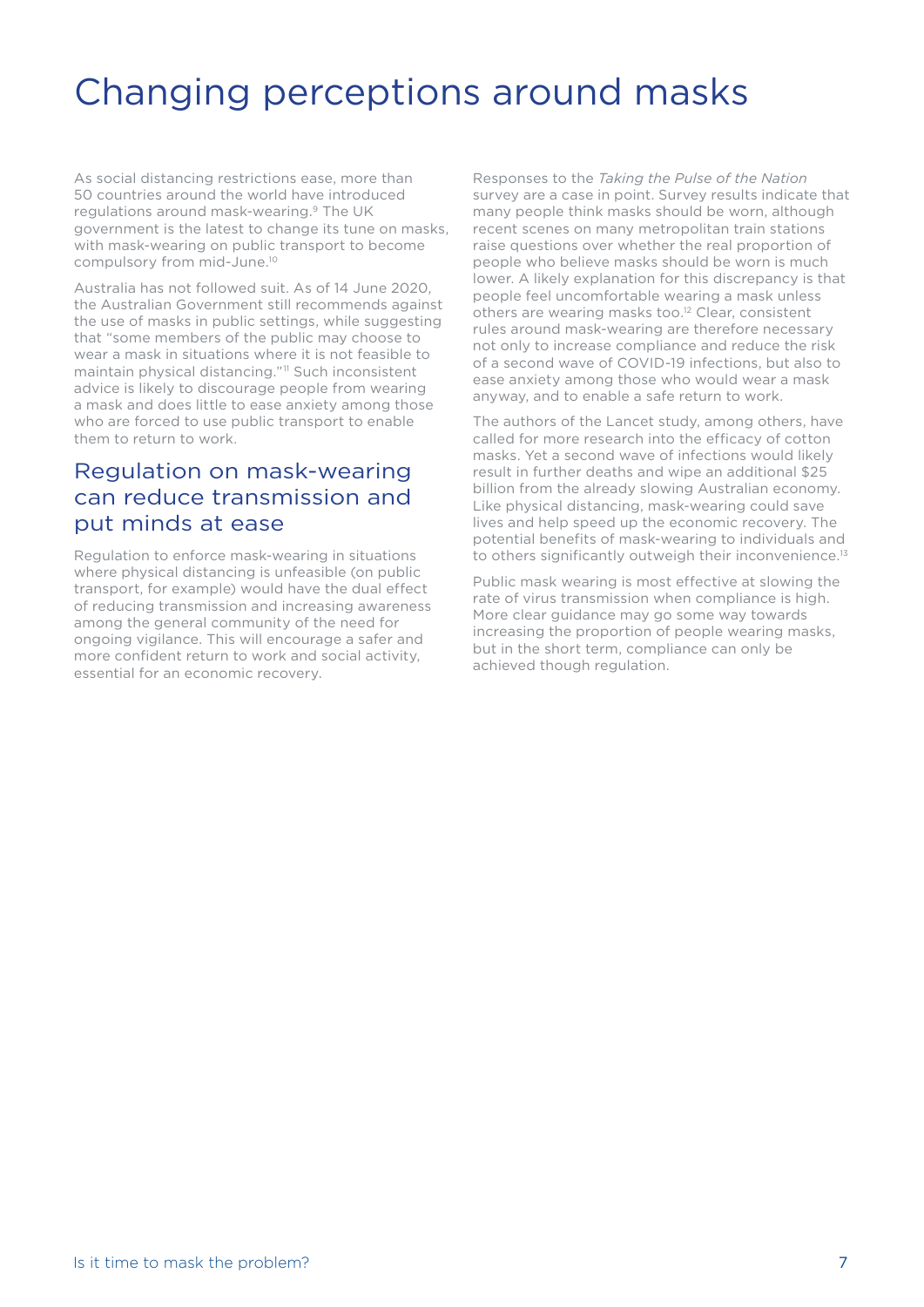# Changing perceptions around masks

As social distancing restrictions ease, more than 50 countries around the world have introduced regulations around mask-wearing.[9] The UK government is the latest to change its tune on masks, with mask-wearing on public transport to become compulsory from mid-June.[10]

Australia has not followed suit. As of 14 June 2020, the Australian Government still recommends against the use of masks in public settings, while suggesting that "some members of the public may choose to wear a mask in situations where it is not feasible to maintain physical distancing."[11] Such inconsistent advice is likely to discourage people from wearing a mask and does little to ease anxiety among those who are forced to use public transport to enable them to return to work.

## Regulation on mask-wearing can reduce transmission and put minds at ease

Regulation to enforce mask-wearing in situations where physical distancing is unfeasible (on public transport, for example) would have the dual effect of reducing transmission and increasing awareness among the general community of the need for ongoing vigilance. This will encourage a safer and more confident return to work and social activity, essential for an economic recovery.

Responses to the *Taking the Pulse of the Nation* survey are a case in point. Survey results indicate that many people think masks should be worn, although recent scenes on many metropolitan train stations raise questions over whether the real proportion of people who believe masks should be worn is much lower. A likely explanation for this discrepancy is that people feel uncomfortable wearing a mask unless others are wearing masks too.[12] Clear, consistent rules around mask-wearing are therefore necessary not only to increase compliance and reduce the risk of a second wave of COVID-19 infections, but also to ease anxiety among those who would wear a mask anyway, and to enable a safe return to work.

The authors of the Lancet study, among others, have called for more research into the efficacy of cotton masks. Yet a second wave of infections would likely result in further deaths and wipe an additional $25 billion from the already slowing Australian economy. Like physical distancing, mask-wearing could save lives and help speed up the economic recovery. The potential benefits of mask-wearing to individuals and to others significantly outweigh their inconvenience.[13]

Public mask wearing is most effective at slowing the rate of virus transmission when compliance is high. More clear guidance may go some way towards increasing the proportion of people wearing masks, but in the short term, compliance can only be achieved though regulation.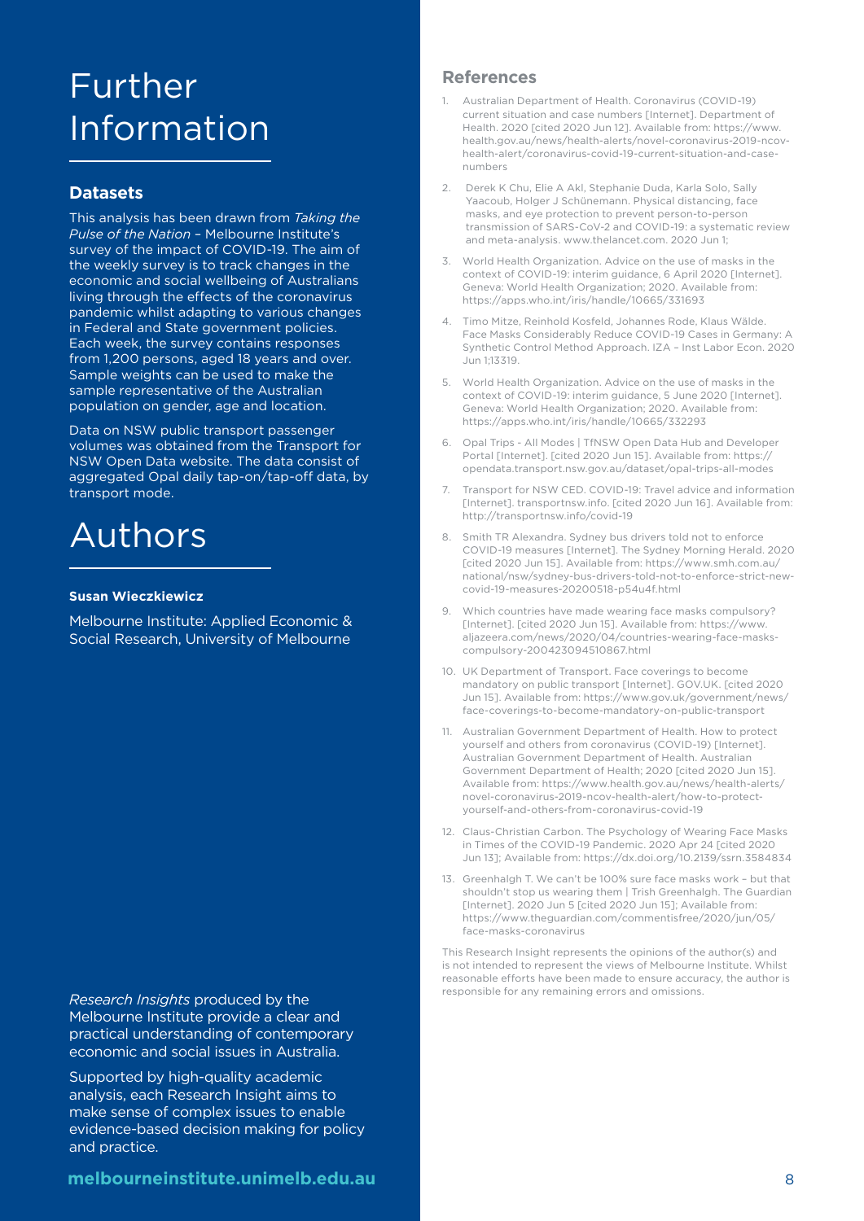# Further Information

## Datasets

This analysis has been drawn from *Taking the Pulse of the Nation* – Melbourne Institute's survey of the impact of COVID-19. The aim of the weekly survey is to track changes in the economic and social wellbeing of Australians living through the effects of the coronavirus pandemic whilst adapting to various changes in Federal and State government policies. Each week, the survey contains responses from 1,200 persons, aged 18 years and over. Sample weights can be used to make the sample representative of the Australian population on gender, age and location.

Data on NSW public transport passenger volumes was obtained from the Transport for NSW Open Data website. The data consist of aggregated Opal daily tap-on/tap-off data, by transport mode.

# Authors

**Susan Wieczkiewicz**

Melbourne Institute: Applied Economic & Social Research, University of Melbourne

*Research Insights* produced by the Melbourne Institute provide a clear and practical understanding of contemporary economic and social issues in Australia.

Supported by high-quality academic analysis, each Research Insight aims to make sense of complex issues to enable evidence-based decision making for policy and practice.

**melbourneinstitute.unimelb.edu.au**

## References

1. Australian Department of Health. Coronavirus (COVID-19) current situation and case numbers [Internet]. Department of Health. 2020 [cited 2020 Jun 12]. Available from: https://www.health.gov.au/news/health-alerts/novel-coronavirus-2019-ncov-health-alert/coronavirus-covid-19-current-situation-and-case-numbers
2. Derek K Chu, Elie A Akl, Stephanie Duda, Karla Solo, Sally Yaacoub, Holger J Schünemann. Physical distancing, face masks, and eye protection to prevent person-to-person transmission of SARS-CoV-2 and COVID-19: a systematic review and meta-analysis. www.thelancet.com. 2020 Jun 1;
3. World Health Organization. Advice on the use of masks in the context of COVID-19: interim guidance, 6 April 2020 [Internet]. Geneva: World Health Organization; 2020. Available from: https://apps.who.int/iris/handle/10665/331693
4. Timo Mitze, Reinhold Kosfeld, Johannes Rode, Klaus Wälde. Face Masks Considerably Reduce COVID-19 Cases in Germany: A Synthetic Control Method Approach. IZA – Inst Labor Econ. 2020 Jun 1;13319.
5. World Health Organization. Advice on the use of masks in the context of COVID-19: interim guidance, 5 June 2020 [Internet]. Geneva: World Health Organization; 2020. Available from: https://apps.who.int/iris/handle/10665/332293
6. Opal Trips - All Modes | TfNSW Open Data Hub and Developer Portal [Internet]. [cited 2020 Jun 15]. Available from: https://opendata.transport.nsw.gov.au/dataset/opal-trips-all-modes
7. Transport for NSW CED. COVID-19: Travel advice and information [Internet]. transportnsw.info. [cited 2020 Jun 16]. Available from: http://transportnsw.info/covid-19
8. Smith TR Alexandra. Sydney bus drivers told not to enforce COVID-19 measures [Internet]. The Sydney Morning Herald. 2020 [cited 2020 Jun 15]. Available from: https://www.smh.com.au/national/nsw/sydney-bus-drivers-told-not-to-enforce-strict-new-covid-19-measures-20200518-p54u4f.html
9. Which countries have made wearing face masks compulsory? [Internet]. [cited 2020 Jun 15]. Available from: https://www.aljazeera.com/news/2020/04/countries-wearing-face-masks-compulsory-200423094510867.html
10. UK Department of Transport. Face coverings to become mandatory on public transport [Internet]. GOV.UK. [cited 2020 Jun 15]. Available from: https://www.gov.uk/government/news/face-coverings-to-become-mandatory-on-public-transport
11. Australian Government Department of Health. How to protect yourself and others from coronavirus (COVID-19) [Internet]. Australian Government Department of Health. Australian Government Department of Health; 2020 [cited 2020 Jun 15]. Available from: https://www.health.gov.au/news/health-alerts/novel-coronavirus-2019-ncov-health-alert/how-to-protect-yourself-and-others-from-coronavirus-covid-19
12. Claus-Christian Carbon. The Psychology of Wearing Face Masks in Times of the COVID-19 Pandemic. 2020 Apr 24 [cited 2020 Jun 13]; Available from: https://dx.doi.org/10.2139/ssrn.3584834
13. Greenhalgh T. We can't be 100% sure face masks work – but that shouldn't stop us wearing them | Trish Greenhalgh. The Guardian [Internet]. 2020 Jun 5 [cited 2020 Jun 15]; Available from: https://www.theguardian.com/commentisfree/2020/jun/05/face-masks-coronavirus

This Research Insight represents the opinions of the author(s) and is not intended to represent the views of Melbourne Institute. Whilst reasonable efforts have been made to ensure accuracy, the author is responsible for any remaining errors and omissions.